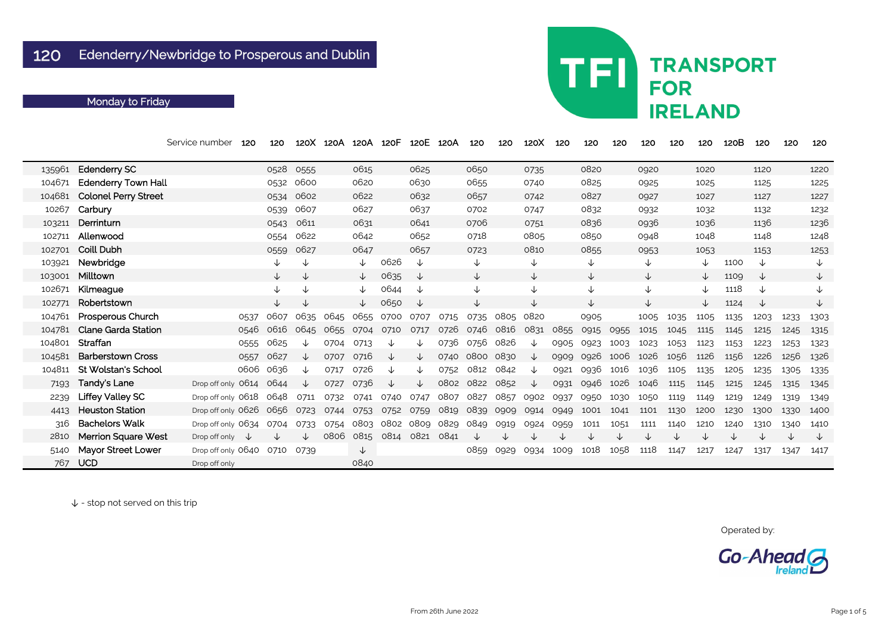# 120 Edenderry/Newbridge to Prosperous and Dublin

## Monday to Friday

| | | Service number | 120 | 120 | 120X | 120A | 120A | 120F | 120E | 120A | 120 | 120 | 120X | 120 | 120 | 120 | 120 | 120 | 120 | 120B | 120 | 120 | 120 |
|---|---|---|---|---|---|---|---|---|---|---|---|---|---|---|---|---|---|---|---|---|---|---|---|
| 135961 | Edenderry SC | | | 0528 | 0555 | | 0615 | | 0625 | | 0650 | | 0735 | | 0820 | | 0920 | | 1020 | | 1120 | | 1220 |
| 104671 | Edenderry Town Hall | | | 0532 | 0600 | | 0620 | | 0630 | | 0655 | | 0740 | | 0825 | | 0925 | | 1025 | | 1125 | | 1225 |
| 104681 | Colonel Perry Street | | | 0534 | 0602 | | 0622 | | 0632 | | 0657 | | 0742 | | 0827 | | 0927 | | 1027 | | 1127 | | 1227 |
| 10267 | Carbury | | | 0539 | 0607 | | 0627 | | 0637 | | 0702 | | 0747 | | 0832 | | 0932 | | 1032 | | 1132 | | 1232 |
| 103211 | Derrinturn | | | 0543 | 0611 | | 0631 | | 0641 | | 0706 | | 0751 | | 0836 | | 0936 | | 1036 | | 1136 | | 1236 |
| 102711 | Allenwood | | | 0554 | 0622 | | 0642 | | 0652 | | 0718 | | 0805 | | 0850 | | 0948 | | 1048 | | 1148 | | 1248 |
| 102701 | Coill Dubh | | | 0559 | 0627 | | 0647 | | 0657 | | 0723 | | 0810 | | 0855 | | 0953 | | 1053 | | 1153 | | 1253 |
| 103921 | Newbridge | | | ↓ | ↓ | | ↓ | 0626 | ↓ | | ↓ | | ↓ | | ↓ | | ↓ | | ↓ | 1100 | ↓ | | ↓ |
| 103001 | Milltown | | | ↓ | ↓ | | ↓ | 0635 | ↓ | | ↓ | | ↓ | | ↓ | | ↓ | | ↓ | 1109 | ↓ | | ↓ |
| 102671 | Kilmeague | | | ↓ | ↓ | | ↓ | 0644 | ↓ | | ↓ | | ↓ | | ↓ | | ↓ | | ↓ | 1118 | ↓ | | ↓ |
| 102771 | Robertstown | | | ↓ | ↓ | | ↓ | 0650 | ↓ | | ↓ | | ↓ | | ↓ | | ↓ | | ↓ | 1124 | ↓ | | ↓ |
| 104761 | Prosperous Church | | 0537 | 0607 | 0635 | 0645 | 0655 | 0700 | 0707 | 0715 | 0735 | 0805 | 0820 | | 0905 | | 1005 | 1035 | 1105 | 1135 | 1203 | 1233 | 1303 |
| 104781 | Clane Garda Station | | 0546 | 0616 | 0645 | 0655 | 0704 | 0710 | 0717 | 0726 | 0746 | 0816 | 0831 | 0855 | 0915 | 0955 | 1015 | 1045 | 1115 | 1145 | 1215 | 1245 | 1315 |
| 104801 | Straffan | | 0555 | 0625 | ↓ | 0704 | 0713 | ↓ | ↓ | 0736 | 0756 | 0826 | ↓ | 0905 | 0923 | 1003 | 1023 | 1053 | 1123 | 1153 | 1223 | 1253 | 1323 |
| 104581 | Barberstown Cross | | 0557 | 0627 | ↓ | 0707 | 0716 | ↓ | ↓ | 0740 | 0800 | 0830 | ↓ | 0909 | 0926 | 1006 | 1026 | 1056 | 1126 | 1156 | 1226 | 1256 | 1326 |
| 104811 | St Wolstan's School | | 0606 | 0636 | ↓ | 0717 | 0726 | ↓ | ↓ | 0752 | 0812 | 0842 | ↓ | 0921 | 0936 | 1016 | 1036 | 1105 | 1135 | 1205 | 1235 | 1305 | 1335 |
| 7193 | Tandy's Lane | Drop off only | 0614 | 0644 | ↓ | 0727 | 0736 | ↓ | ↓ | 0802 | 0822 | 0852 | ↓ | 0931 | 0946 | 1026 | 1046 | 1115 | 1145 | 1215 | 1245 | 1315 | 1345 |
| 2239 | Liffey Valley SC | Drop off only | 0618 | 0648 | 0711 | 0732 | 0741 | 0740 | 0747 | 0807 | 0827 | 0857 | 0902 | 0937 | 0950 | 1030 | 1050 | 1119 | 1149 | 1219 | 1249 | 1319 | 1349 |
| 4413 | Heuston Station | Drop off only | 0626 | 0656 | 0723 | 0744 | 0753 | 0752 | 0759 | 0819 | 0839 | 0909 | 0914 | 0949 | 1001 | 1041 | 1101 | 1130 | 1200 | 1230 | 1300 | 1330 | 1400 |
| 316 | Bachelors Walk | Drop off only | 0634 | 0704 | 0733 | 0754 | 0803 | 0802 | 0809 | 0829 | 0849 | 0919 | 0924 | 0959 | 1011 | 1051 | 1111 | 1140 | 1210 | 1240 | 1310 | 1340 | 1410 |
| 2810 | Merrion Square West | Drop off only | ↓ | ↓ | ↓ | 0806 | 0815 | 0814 | 0821 | 0841 | ↓ | ↓ | ↓ | ↓ | ↓ | ↓ | ↓ | ↓ | ↓ | ↓ | ↓ | ↓ | ↓ |
| 5140 | Mayor Street Lower | Drop off only | 0640 | 0710 | 0739 | | ↓ | | | | 0859 | 0929 | 0934 | 1009 | 1018 | 1058 | 1118 | 1147 | 1217 | 1247 | 1317 | 1347 | 1417 |
| 767 | UCD | Drop off only | | | | | 0840 | | | | | | | | | | | | | | | | |

↓ - stop not served on this trip

Operated by: Go-Ahead Ireland

From 26th June 2022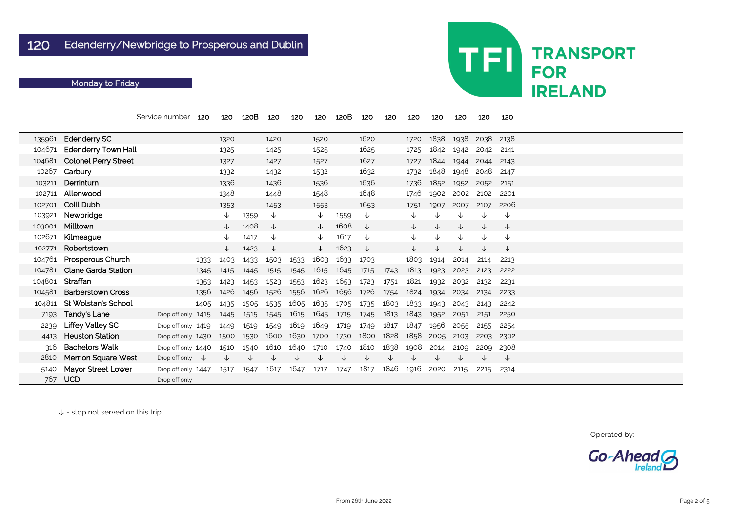# 120 Edenderry/Newbridge to Prosperous and Dublin

## Monday to Friday

| | | Service number | 120 | 120 | 120B | 120 | 120 | 120 | 120B | 120 | 120 | 120 | 120 | 120 | 120 | 120 |
|---|---|---|---|---|---|---|---|---|---|---|---|---|---|---|---|---|
| 135961 | Edenderry SC | | | 1320 | | 1420 | | 1520 | | 1620 | | 1720 | 1838 | 1938 | 2038 | 2138 |
| 104671 | Edenderry Town Hall | | | 1325 | | 1425 | | 1525 | | 1625 | | 1725 | 1842 | 1942 | 2042 | 2141 |
| 104681 | Colonel Perry Street | | | 1327 | | 1427 | | 1527 | | 1627 | | 1727 | 1844 | 1944 | 2044 | 2143 |
| 10267 | Carbury | | | 1332 | | 1432 | | 1532 | | 1632 | | 1732 | 1848 | 1948 | 2048 | 2147 |
| 103211 | Derrinturn | | | 1336 | | 1436 | | 1536 | | 1636 | | 1736 | 1852 | 1952 | 2052 | 2151 |
| 102711 | Allenwood | | | 1348 | | 1448 | | 1548 | | 1648 | | 1746 | 1902 | 2002 | 2102 | 2201 |
| 102701 | Coill Dubh | | | 1353 | | 1453 | | 1553 | | 1653 | | 1751 | 1907 | 2007 | 2107 | 2206 |
| 103921 | Newbridge | | | ↓ | 1359 | ↓ | | ↓ | 1559 | ↓ | | ↓ | ↓ | ↓ | ↓ | ↓ |
| 103001 | Milltown | | | ↓ | 1408 | ↓ | | ↓ | 1608 | ↓ | | ↓ | ↓ | ↓ | ↓ | ↓ |
| 102671 | Kilmeague | | | ↓ | 1417 | ↓ | | ↓ | 1617 | ↓ | | ↓ | ↓ | ↓ | ↓ | ↓ |
| 102771 | Robertstown | | | ↓ | 1423 | ↓ | | ↓ | 1623 | ↓ | | ↓ | ↓ | ↓ | ↓ | ↓ |
| 104761 | Prosperous Church | | 1333 | 1403 | 1433 | 1503 | 1533 | 1603 | 1633 | 1703 | | 1803 | 1914 | 2014 | 2114 | 2213 |
| 104781 | Clane Garda Station | | 1345 | 1415 | 1445 | 1515 | 1545 | 1615 | 1645 | 1715 | 1743 | 1813 | 1923 | 2023 | 2123 | 2222 |
| 104801 | Straffan | | 1353 | 1423 | 1453 | 1523 | 1553 | 1623 | 1653 | 1723 | 1751 | 1821 | 1932 | 2032 | 2132 | 2231 |
| 104581 | Barberstown Cross | | 1356 | 1426 | 1456 | 1526 | 1556 | 1626 | 1656 | 1726 | 1754 | 1824 | 1934 | 2034 | 2134 | 2233 |
| 104811 | St Wolstan's School | | 1405 | 1435 | 1505 | 1535 | 1605 | 1635 | 1705 | 1735 | 1803 | 1833 | 1943 | 2043 | 2143 | 2242 |
| 7193 | Tandy's Lane | Drop off only | 1415 | 1445 | 1515 | 1545 | 1615 | 1645 | 1715 | 1745 | 1813 | 1843 | 1952 | 2051 | 2151 | 2250 |
| 2239 | Liffey Valley SC | Drop off only | 1419 | 1449 | 1519 | 1549 | 1619 | 1649 | 1719 | 1749 | 1817 | 1847 | 1956 | 2055 | 2155 | 2254 |
| 4413 | Heuston Station | Drop off only | 1430 | 1500 | 1530 | 1600 | 1630 | 1700 | 1730 | 1800 | 1828 | 1858 | 2005 | 2103 | 2203 | 2302 |
| 316 | Bachelors Walk | Drop off only | 1440 | 1510 | 1540 | 1610 | 1640 | 1710 | 1740 | 1810 | 1838 | 1908 | 2014 | 2109 | 2209 | 2308 |
| 2810 | Merrion Square West | Drop off only | ↓ | ↓ | ↓ | ↓ | ↓ | ↓ | ↓ | ↓ | ↓ | ↓ | ↓ | ↓ | ↓ | ↓ |
| 5140 | Mayor Street Lower | Drop off only | 1447 | 1517 | 1547 | 1617 | 1647 | 1717 | 1747 | 1817 | 1846 | 1916 | 2020 | 2115 | 2215 | 2314 |
| 767 | UCD | Drop off only | | | | | | | | | | | | | | |

↓ - stop not served on this trip

Operated by: Go-Ahead Ireland

From 26th June 2022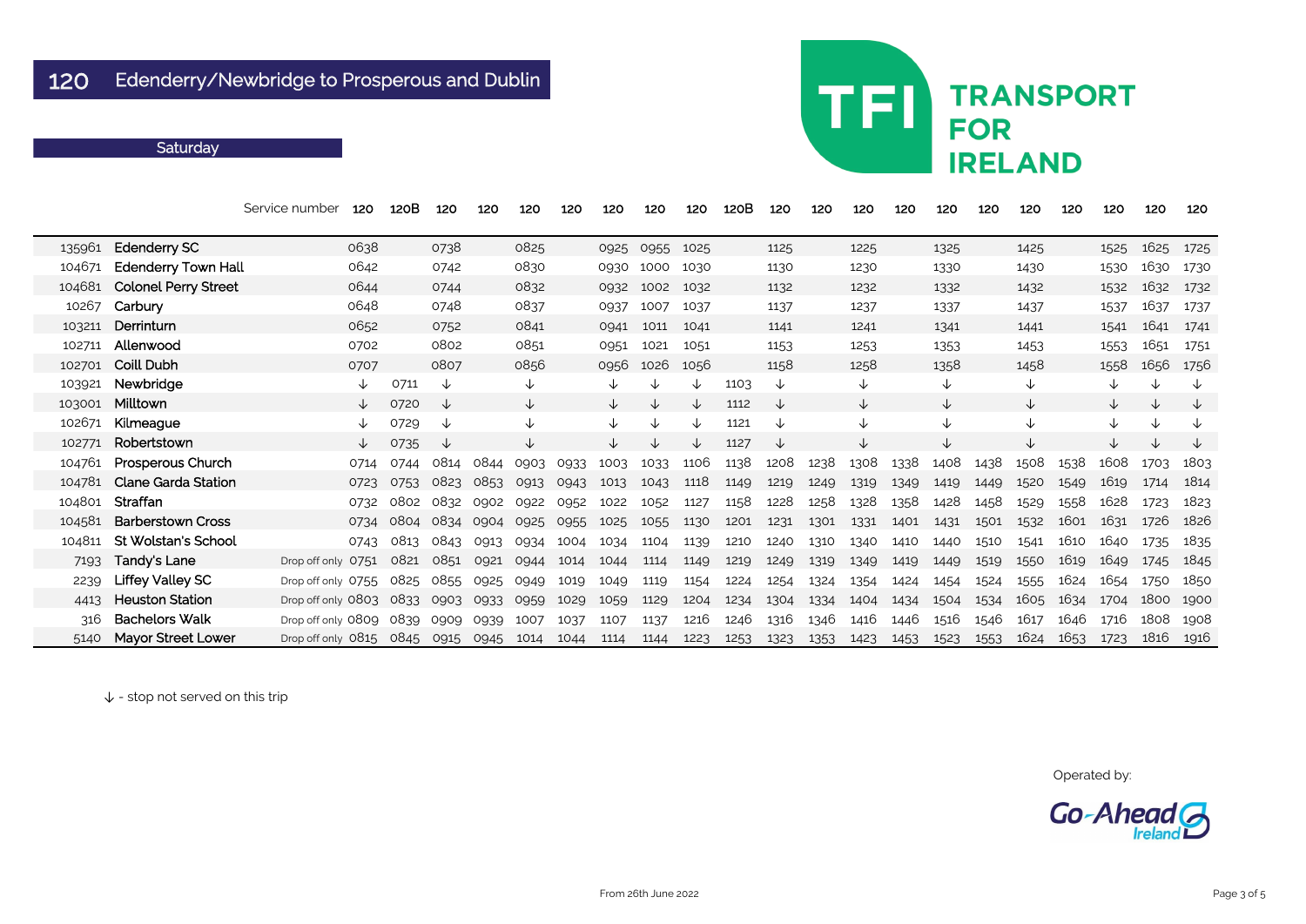# 120 Edenderry/Newbridge to Prosperous and Dublin

**Saturday**

| | Service number | | 120 | 120B | 120 | 120 | 120 | 120 | 120 | 120 | 120 | 120B | 120 | 120 | 120 | 120 | 120 | 120 | 120 | 120 | 120 | 120 | 120 |
|---|---|---|---|---|---|---|---|---|---|---|---|---|---|---|---|---|---|---|---|---|---|---|---|
| 135961 | Edenderry SC | | 0638 | | 0738 | | 0825 | | 0925 | 0955 | 1025 | | 1125 | | 1225 | | 1325 | | 1425 | | 1525 | 1625 | 1725 |
| 104671 | Edenderry Town Hall | | 0642 | | 0742 | | 0830 | | 0930 | 1000 | 1030 | | 1130 | | 1230 | | 1330 | | 1430 | | 1530 | 1630 | 1730 |
| 104681 | Colonel Perry Street | | 0644 | | 0744 | | 0832 | | 0932 | 1002 | 1032 | | 1132 | | 1232 | | 1332 | | 1432 | | 1532 | 1632 | 1732 |
| 10267 | Carbury | | 0648 | | 0748 | | 0837 | | 0937 | 1007 | 1037 | | 1137 | | 1237 | | 1337 | | 1437 | | 1537 | 1637 | 1737 |
| 103211 | Derrinturn | | 0652 | | 0752 | | 0841 | | 0941 | 1011 | 1041 | | 1141 | | 1241 | | 1341 | | 1441 | | 1541 | 1641 | 1741 |
| 102711 | Allenwood | | 0702 | | 0802 | | 0851 | | 0951 | 1021 | 1051 | | 1153 | | 1253 | | 1353 | | 1453 | | 1553 | 1651 | 1751 |
| 102701 | Coill Dubh | | 0707 | | 0807 | | 0856 | | 0956 | 1026 | 1056 | | 1158 | | 1258 | | 1358 | | 1458 | | 1558 | 1656 | 1756 |
| 103921 | Newbridge | | ↓ | 0711 | ↓ | | ↓ | | ↓ | ↓ | ↓ | 1103 | ↓ | | ↓ | | ↓ | | ↓ | | ↓ | ↓ | ↓ |
| 103001 | Milltown | | ↓ | 0720 | ↓ | | ↓ | | ↓ | ↓ | ↓ | 1112 | ↓ | | ↓ | | ↓ | | ↓ | | ↓ | ↓ | ↓ |
| 102671 | Kilmeague | | ↓ | 0729 | ↓ | | ↓ | | ↓ | ↓ | ↓ | 1121 | ↓ | | ↓ | | ↓ | | ↓ | | ↓ | ↓ | ↓ |
| 102771 | Robertstown | | ↓ | 0735 | ↓ | | ↓ | | ↓ | ↓ | ↓ | 1127 | ↓ | | ↓ | | ↓ | | ↓ | | ↓ | ↓ | ↓ |
| 104761 | Prosperous Church | | 0714 | 0744 | 0814 | 0844 | 0903 | 0933 | 1003 | 1033 | 1106 | 1138 | 1208 | 1238 | 1308 | 1338 | 1408 | 1438 | 1508 | 1538 | 1608 | 1703 | 1803 |
| 104781 | Clane Garda Station | | 0723 | 0753 | 0823 | 0853 | 0913 | 0943 | 1013 | 1043 | 1118 | 1149 | 1219 | 1249 | 1319 | 1349 | 1419 | 1449 | 1520 | 1549 | 1619 | 1714 | 1814 |
| 104801 | Straffan | | 0732 | 0802 | 0832 | 0902 | 0922 | 0952 | 1022 | 1052 | 1127 | 1158 | 1228 | 1258 | 1328 | 1358 | 1428 | 1458 | 1529 | 1558 | 1628 | 1723 | 1823 |
| 104581 | Barberstown Cross | | 0734 | 0804 | 0834 | 0904 | 0925 | 0955 | 1025 | 1055 | 1130 | 1201 | 1231 | 1301 | 1331 | 1401 | 1431 | 1501 | 1532 | 1601 | 1631 | 1726 | 1826 |
| 104811 | St Wolstan's School | | 0743 | 0813 | 0843 | 0913 | 0934 | 1004 | 1034 | 1104 | 1139 | 1210 | 1240 | 1310 | 1340 | 1410 | 1440 | 1510 | 1541 | 1610 | 1640 | 1735 | 1835 |
| 7193 | Tandy's Lane | Drop off only | 0751 | 0821 | 0851 | 0921 | 0944 | 1014 | 1044 | 1114 | 1149 | 1219 | 1249 | 1319 | 1349 | 1419 | 1449 | 1519 | 1550 | 1619 | 1649 | 1745 | 1845 |
| 2239 | Liffey Valley SC | Drop off only | 0755 | 0825 | 0855 | 0925 | 0949 | 1019 | 1049 | 1119 | 1154 | 1224 | 1254 | 1324 | 1354 | 1424 | 1454 | 1524 | 1555 | 1624 | 1654 | 1750 | 1850 |
| 4413 | Heuston Station | Drop off only | 0803 | 0833 | 0903 | 0933 | 0959 | 1029 | 1059 | 1129 | 1204 | 1234 | 1304 | 1334 | 1404 | 1434 | 1504 | 1534 | 1605 | 1634 | 1704 | 1800 | 1900 |
| 316 | Bachelors Walk | Drop off only | 0809 | 0839 | 0909 | 0939 | 1007 | 1037 | 1107 | 1137 | 1216 | 1246 | 1316 | 1346 | 1416 | 1446 | 1516 | 1546 | 1617 | 1646 | 1716 | 1808 | 1908 |
| 5140 | Mayor Street Lower | Drop off only | 0815 | 0845 | 0915 | 0945 | 1014 | 1044 | 1114 | 1144 | 1223 | 1253 | 1323 | 1353 | 1423 | 1453 | 1523 | 1553 | 1624 | 1653 | 1723 | 1816 | 1916 |

↓ - stop not served on this trip

Operated by: Go-Ahead Ireland

From 26th June 2022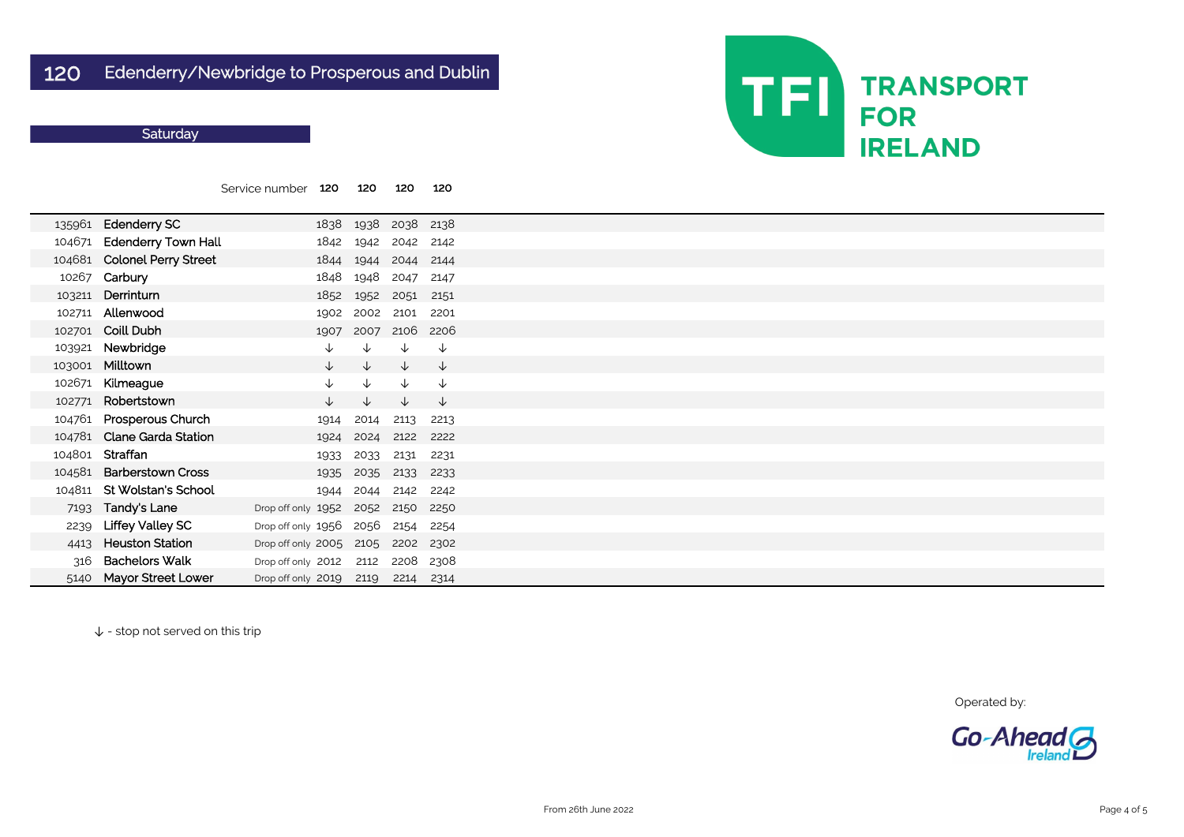# 120 Edenderry/Newbridge to Prosperous and Dublin

## Saturday

TRANSPORT FOR IRELAND

| | | Service number | 120 | 120 | 120 | 120 |
|---|---|---|---|---|---|---|
| 135961 | Edenderry SC | | 1838 | 1938 | 2038 | 2138 |
| 104671 | Edenderry Town Hall | | 1842 | 1942 | 2042 | 2142 |
| 104681 | Colonel Perry Street | | 1844 | 1944 | 2044 | 2144 |
| 10267 | Carbury | | 1848 | 1948 | 2047 | 2147 |
| 103211 | Derrinturn | | 1852 | 1952 | 2051 | 2151 |
| 102711 | Allenwood | | 1902 | 2002 | 2101 | 2201 |
| 102701 | Coill Dubh | | 1907 | 2007 | 2106 | 2206 |
| 103921 | Newbridge | | ↓ | ↓ | ↓ | ↓ |
| 103001 | Milltown | | ↓ | ↓ | ↓ | ↓ |
| 102671 | Kilmeague | | ↓ | ↓ | ↓ | ↓ |
| 102771 | Robertstown | | ↓ | ↓ | ↓ | ↓ |
| 104761 | Prosperous Church | | 1914 | 2014 | 2113 | 2213 |
| 104781 | Clane Garda Station | | 1924 | 2024 | 2122 | 2222 |
| 104801 | Straffan | | 1933 | 2033 | 2131 | 2231 |
| 104581 | Barberstown Cross | | 1935 | 2035 | 2133 | 2233 |
| 104811 | St Wolstan's School | | 1944 | 2044 | 2142 | 2242 |
| 7193 | Tandy's Lane | Drop off only | 1952 | 2052 | 2150 | 2250 |
| 2239 | Liffey Valley SC | Drop off only | 1956 | 2056 | 2154 | 2254 |
| 4413 | Heuston Station | Drop off only | 2005 | 2105 | 2202 | 2302 |
| 316 | Bachelors Walk | Drop off only | 2012 | 2112 | 2208 | 2308 |
| 5140 | Mayor Street Lower | Drop off only | 2019 | 2119 | 2214 | 2314 |

↓ - stop not served on this trip

Operated by: Go-Ahead Ireland

From 26th June 2022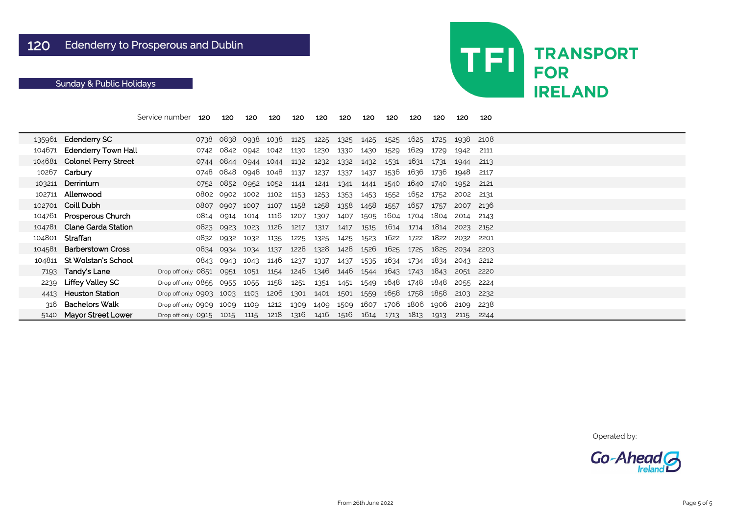# 120 Edenderry to Prosperous and Dublin

TRANSPORT FOR IRELAND

## Sunday & Public Holidays

| | | Service number | 120 | 120 | 120 | 120 | 120 | 120 | 120 | 120 | 120 | 120 | 120 | 120 | 120 |
|---|---|---|---|---|---|---|---|---|---|---|---|---|---|---|---|
| 135961 | Edenderry SC | | 0738 | 0838 | 0938 | 1038 | 1125 | 1225 | 1325 | 1425 | 1525 | 1625 | 1725 | 1938 | 2108 |
| 104671 | Edenderry Town Hall | | 0742 | 0842 | 0942 | 1042 | 1130 | 1230 | 1330 | 1430 | 1529 | 1629 | 1729 | 1942 | 2111 |
| 104681 | Colonel Perry Street | | 0744 | 0844 | 0944 | 1044 | 1132 | 1232 | 1332 | 1432 | 1531 | 1631 | 1731 | 1944 | 2113 |
| 10267 | Carbury | | 0748 | 0848 | 0948 | 1048 | 1137 | 1237 | 1337 | 1437 | 1536 | 1636 | 1736 | 1948 | 2117 |
| 103211 | Derrinturn | | 0752 | 0852 | 0952 | 1052 | 1141 | 1241 | 1341 | 1441 | 1540 | 1640 | 1740 | 1952 | 2121 |
| 102711 | Allenwood | | 0802 | 0902 | 1002 | 1102 | 1153 | 1253 | 1353 | 1453 | 1552 | 1652 | 1752 | 2002 | 2131 |
| 102701 | Coill Dubh | | 0807 | 0907 | 1007 | 1107 | 1158 | 1258 | 1358 | 1458 | 1557 | 1657 | 1757 | 2007 | 2136 |
| 104761 | Prosperous Church | | 0814 | 0914 | 1014 | 1116 | 1207 | 1307 | 1407 | 1505 | 1604 | 1704 | 1804 | 2014 | 2143 |
| 104781 | Clane Garda Station | | 0823 | 0923 | 1023 | 1126 | 1217 | 1317 | 1417 | 1515 | 1614 | 1714 | 1814 | 2023 | 2152 |
| 104801 | Straffan | | 0832 | 0932 | 1032 | 1135 | 1225 | 1325 | 1425 | 1523 | 1622 | 1722 | 1822 | 2032 | 2201 |
| 104581 | Barberstown Cross | | 0834 | 0934 | 1034 | 1137 | 1228 | 1328 | 1428 | 1526 | 1625 | 1725 | 1825 | 2034 | 2203 |
| 104811 | St Wolstan's School | | 0843 | 0943 | 1043 | 1146 | 1237 | 1337 | 1437 | 1535 | 1634 | 1734 | 1834 | 2043 | 2212 |
| 7193 | Tandy's Lane | Drop off only | 0851 | 0951 | 1051 | 1154 | 1246 | 1346 | 1446 | 1544 | 1643 | 1743 | 1843 | 2051 | 2220 |
| 2239 | Liffey Valley SC | Drop off only | 0855 | 0955 | 1055 | 1158 | 1251 | 1351 | 1451 | 1549 | 1648 | 1748 | 1848 | 2055 | 2224 |
| 4413 | Heuston Station | Drop off only | 0903 | 1003 | 1103 | 1206 | 1301 | 1401 | 1501 | 1559 | 1658 | 1758 | 1858 | 2103 | 2232 |
| 316 | Bachelors Walk | Drop off only | 0909 | 1009 | 1109 | 1212 | 1309 | 1409 | 1509 | 1607 | 1706 | 1806 | 1906 | 2109 | 2238 |
| 5140 | Mayor Street Lower | Drop off only | 0915 | 1015 | 1115 | 1218 | 1316 | 1416 | 1516 | 1614 | 1713 | 1813 | 1913 | 2115 | 2244 |

Operated by: Go-Ahead Ireland

From 26th June 2022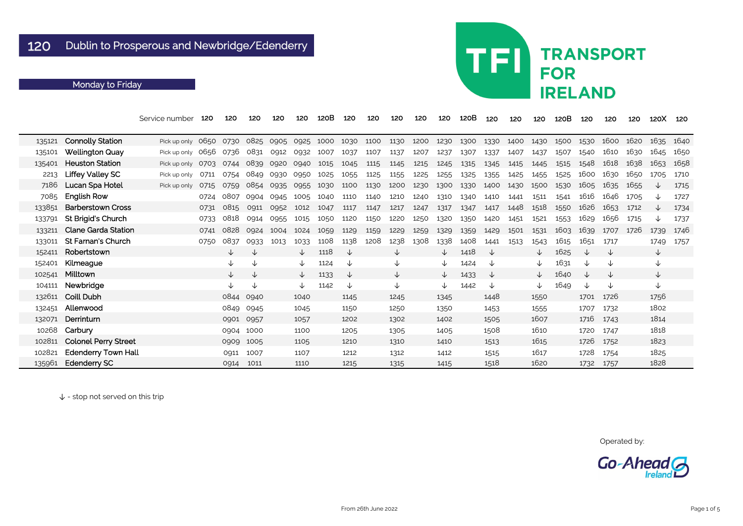# 120 Dublin to Prosperous and Newbridge/Edenderry

## Monday to Friday

| | Service number | | 120 | 120 | 120 | 120 | 120 | 120B | 120 | 120 | 120 | 120 | 120 | 120B | 120 | 120 | 120 | 120B | 120 | 120 | 120 | 120X | 120 |
|---|---|---|---|---|---|---|---|---|---|---|---|---|---|---|---|---|---|---|---|---|---|---|---|
| 135121 | **Connolly Station** | Pick up only | 0650 | 0730 | 0825 | 0905 | 0925 | 1000 | 1030 | 1100 | 1130 | 1200 | 1230 | 1300 | 1330 | 1400 | 1430 | 1500 | 1530 | 1600 | 1620 | 1635 | 1640 |
| 135101 | **Wellington Quay** | Pick up only | 0656 | 0736 | 0831 | 0912 | 0932 | 1007 | 1037 | 1107 | 1137 | 1207 | 1237 | 1307 | 1337 | 1407 | 1437 | 1507 | 1540 | 1610 | 1630 | 1645 | 1650 |
| 135401 | **Heuston Station** | Pick up only | 0703 | 0744 | 0839 | 0920 | 0940 | 1015 | 1045 | 1115 | 1145 | 1215 | 1245 | 1315 | 1345 | 1415 | 1445 | 1515 | 1548 | 1618 | 1638 | 1653 | 1658 |
| 2213 | **Liffey Valley SC** | Pick up only | 0711 | 0754 | 0849 | 0930 | 0950 | 1025 | 1055 | 1125 | 1155 | 1225 | 1255 | 1325 | 1355 | 1425 | 1455 | 1525 | 1600 | 1630 | 1650 | 1705 | 1710 |
| 7186 | **Lucan Spa Hotel** | Pick up only | 0715 | 0759 | 0854 | 0935 | 0955 | 1030 | 1100 | 1130 | 1200 | 1230 | 1300 | 1330 | 1400 | 1430 | 1500 | 1530 | 1605 | 1635 | 1655 | ↓ | 1715 |
| 7085 | **English Row** | | 0724 | 0807 | 0904 | 0945 | 1005 | 1040 | 1110 | 1140 | 1210 | 1240 | 1310 | 1340 | 1410 | 1441 | 1511 | 1541 | 1616 | 1646 | 1705 | ↓ | 1727 |
| 133851 | **Barberstown Cross** | | 0731 | 0815 | 0911 | 0952 | 1012 | 1047 | 1117 | 1147 | 1217 | 1247 | 1317 | 1347 | 1417 | 1448 | 1518 | 1550 | 1626 | 1653 | 1712 | ↓ | 1734 |
| 133791 | **St Brigid's Church** | | 0733 | 0818 | 0914 | 0955 | 1015 | 1050 | 1120 | 1150 | 1220 | 1250 | 1320 | 1350 | 1420 | 1451 | 1521 | 1553 | 1629 | 1656 | 1715 | ↓ | 1737 |
| 133211 | **Clane Garda Station** | | 0741 | 0828 | 0924 | 1004 | 1024 | 1059 | 1129 | 1159 | 1229 | 1259 | 1329 | 1359 | 1429 | 1501 | 1531 | 1603 | 1639 | 1707 | 1726 | 1739 | 1746 |
| 133011 | **St Farnan's Church** | | 0750 | 0837 | 0933 | 1013 | 1033 | 1108 | 1138 | 1208 | 1238 | 1308 | 1338 | 1408 | 1441 | 1513 | 1543 | 1615 | 1651 | 1717 | | 1749 | 1757 |
| 152411 | **Robertstown** | | | ↓ | ↓ | | ↓ | 1118 | ↓ | | ↓ | | ↓ | 1418 | ↓ | | ↓ | 1625 | ↓ | ↓ | | ↓ | |
| 152401 | **Kilmeague** | | | ↓ | ↓ | | ↓ | 1124 | ↓ | | ↓ | | ↓ | 1424 | ↓ | | ↓ | 1631 | ↓ | ↓ | | ↓ | |
| 102541 | **Milltown** | | | ↓ | ↓ | | ↓ | 1133 | ↓ | | ↓ | | ↓ | 1433 | ↓ | | ↓ | 1640 | ↓ | ↓ | | ↓ | |
| 104111 | **Newbridge** | | | ↓ | ↓ | | ↓ | 1142 | ↓ | | ↓ | | ↓ | 1442 | ↓ | | ↓ | 1649 | ↓ | ↓ | | ↓ | |
| 132611 | **Coill Dubh** | | | 0844 | 0940 | | 1040 | | 1145 | | 1245 | | 1345 | | 1448 | | 1550 | | 1701 | 1726 | | 1756 | |
| 132451 | **Allenwood** | | | 0849 | 0945 | | 1045 | | 1150 | | 1250 | | 1350 | | 1453 | | 1555 | | 1707 | 1732 | | 1802 | |
| 132071 | **Derrinturn** | | | 0901 | 0957 | | 1057 | | 1202 | | 1302 | | 1402 | | 1505 | | 1607 | | 1716 | 1743 | | 1814 | |
| 10268 | **Carbury** | | | 0904 | 1000 | | 1100 | | 1205 | | 1305 | | 1405 | | 1508 | | 1610 | | 1720 | 1747 | | 1818 | |
| 102811 | **Colonel Perry Street** | | | 0909 | 1005 | | 1105 | | 1210 | | 1310 | | 1410 | | 1513 | | 1615 | | 1726 | 1752 | | 1823 | |
| 102821 | **Edenderry Town Hall** | | | 0911 | 1007 | | 1107 | | 1212 | | 1312 | | 1412 | | 1515 | | 1617 | | 1728 | 1754 | | 1825 | |
| 135961 | **Edenderry SC** | | | 0914 | 1011 | | 1110 | | 1215 | | 1315 | | 1415 | | 1518 | | 1620 | | 1732 | 1757 | | 1828 | |

↓ - stop not served on this trip

Operated by: Go-Ahead Ireland

From 26th June 2022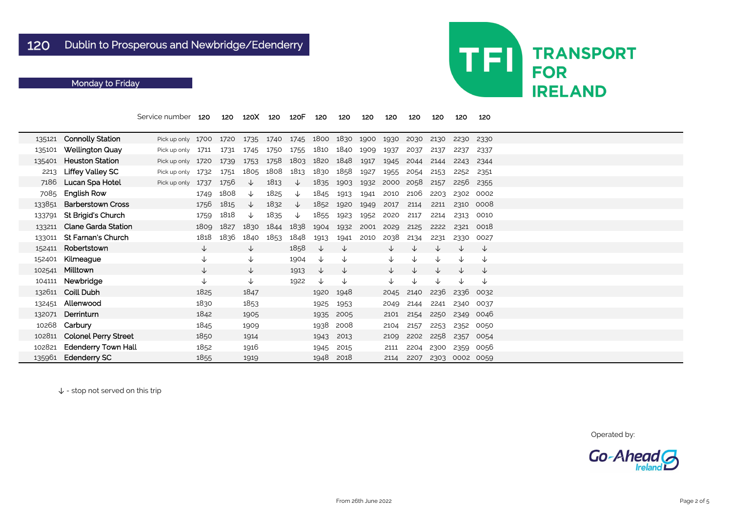# 120 Dublin to Prosperous and Newbridge/Edenderry

## Monday to Friday

| | | Service number | 120 | 120 | 120X | 120 | 120F | 120 | 120 | 120 | 120 | 120 | 120 | 120 | 120 |
|---|---|---|---|---|---|---|---|---|---|---|---|---|---|---|---|
| 135121 | **Connolly Station** | Pick up only | 1700 | 1720 | 1735 | 1740 | 1745 | 1800 | 1830 | 1900 | 1930 | 2030 | 2130 | 2230 | 2330 |
| 135101 | **Wellington Quay** | Pick up only | 1711 | 1731 | 1745 | 1750 | 1755 | 1810 | 1840 | 1909 | 1937 | 2037 | 2137 | 2237 | 2337 |
| 135401 | **Heuston Station** | Pick up only | 1720 | 1739 | 1753 | 1758 | 1803 | 1820 | 1848 | 1917 | 1945 | 2044 | 2144 | 2243 | 2344 |
| 2213 | **Liffey Valley SC** | Pick up only | 1732 | 1751 | 1805 | 1808 | 1813 | 1830 | 1858 | 1927 | 1955 | 2054 | 2153 | 2252 | 2351 |
| 7186 | **Lucan Spa Hotel** | Pick up only | 1737 | 1756 | ↓ | 1813 | ↓ | 1835 | 1903 | 1932 | 2000 | 2058 | 2157 | 2256 | 2355 |
| 7085 | **English Row** | | 1749 | 1808 | ↓ | 1825 | ↓ | 1845 | 1913 | 1941 | 2010 | 2106 | 2203 | 2302 | 0002 |
| 133851 | **Barberstown Cross** | | 1756 | 1815 | ↓ | 1832 | ↓ | 1852 | 1920 | 1949 | 2017 | 2114 | 2211 | 2310 | 0008 |
| 133791 | **St Brigid's Church** | | 1759 | 1818 | ↓ | 1835 | ↓ | 1855 | 1923 | 1952 | 2020 | 2117 | 2214 | 2313 | 0010 |
| 133211 | **Clane Garda Station** | | 1809 | 1827 | 1830 | 1844 | 1838 | 1904 | 1932 | 2001 | 2029 | 2125 | 2222 | 2321 | 0018 |
| 133011 | **St Farnan's Church** | | 1818 | 1836 | 1840 | 1853 | 1848 | 1913 | 1941 | 2010 | 2038 | 2134 | 2231 | 2330 | 0027 |
| 152411 | **Robertstown** | | ↓ | | ↓ | | 1858 | ↓ | ↓ | | ↓ | ↓ | ↓ | ↓ | ↓ |
| 152401 | **Kilmeague** | | ↓ | | ↓ | | 1904 | ↓ | ↓ | | ↓ | ↓ | ↓ | ↓ | ↓ |
| 102541 | **Milltown** | | ↓ | | ↓ | | 1913 | ↓ | ↓ | | ↓ | ↓ | ↓ | ↓ | ↓ |
| 104111 | **Newbridge** | | ↓ | | ↓ | | 1922 | ↓ | ↓ | | ↓ | ↓ | ↓ | ↓ | ↓ |
| 132611 | **Coill Dubh** | | 1825 | | 1847 | | | 1920 | 1948 | | 2045 | 2140 | 2236 | 2336 | 0032 |
| 132451 | **Allenwood** | | 1830 | | 1853 | | | 1925 | 1953 | | 2049 | 2144 | 2241 | 2340 | 0037 |
| 132071 | **Derrinturn** | | 1842 | | 1905 | | | 1935 | 2005 | | 2101 | 2154 | 2250 | 2349 | 0046 |
| 10268 | **Carbury** | | 1845 | | 1909 | | | 1938 | 2008 | | 2104 | 2157 | 2253 | 2352 | 0050 |
| 102811 | **Colonel Perry Street** | | 1850 | | 1914 | | | 1943 | 2013 | | 2109 | 2202 | 2258 | 2357 | 0054 |
| 102821 | **Edenderry Town Hall** | | 1852 | | 1916 | | | 1945 | 2015 | | 2111 | 2204 | 2300 | 2359 | 0056 |
| 135961 | **Edenderry SC** | | 1855 | | 1919 | | | 1948 | 2018 | | 2114 | 2207 | 2303 | 0002 | 0059 |

↓ - stop not served on this trip

Operated by: Go-Ahead Ireland

From 26th June 2022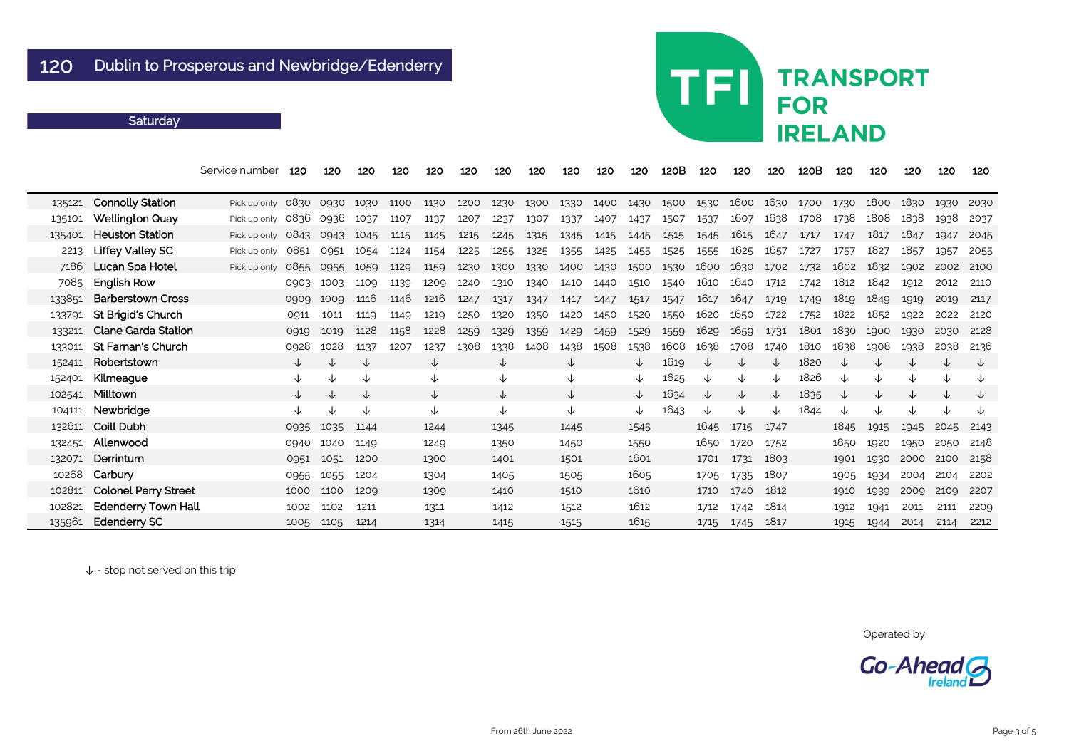# 120 Dublin to Prosperous and Newbridge/Edenderry

## Saturday

TRANSPORT FOR IRELAND

| | | Service number | 120 | 120 | 120 | 120 | 120 | 120 | 120 | 120 | 120 | 120 | 120 | 120B | 120 | 120 | 120 | 120B | 120 | 120 | 120 | 120 | 120 |
|---|---|---|---|---|---|---|---|---|---|---|---|---|---|---|---|---|---|---|---|---|---|---|---|
| 135121 | Connolly Station | Pick up only | 0830 | 0930 | 1030 | 1100 | 1130 | 1200 | 1230 | 1300 | 1330 | 1400 | 1430 | 1500 | 1530 | 1600 | 1630 | 1700 | 1730 | 1800 | 1830 | 1930 | 2030 |
| 135101 | Wellington Quay | Pick up only | 0836 | 0936 | 1037 | 1107 | 1137 | 1207 | 1237 | 1307 | 1337 | 1407 | 1437 | 1507 | 1537 | 1607 | 1638 | 1708 | 1738 | 1808 | 1838 | 1938 | 2037 |
| 135401 | Heuston Station | Pick up only | 0843 | 0943 | 1045 | 1115 | 1145 | 1215 | 1245 | 1315 | 1345 | 1415 | 1445 | 1515 | 1545 | 1615 | 1647 | 1717 | 1747 | 1817 | 1847 | 1947 | 2045 |
| 2213 | Liffey Valley SC | Pick up only | 0851 | 0951 | 1054 | 1124 | 1154 | 1225 | 1255 | 1325 | 1355 | 1425 | 1455 | 1525 | 1555 | 1625 | 1657 | 1727 | 1757 | 1827 | 1857 | 1957 | 2055 |
| 7186 | Lucan Spa Hotel | Pick up only | 0855 | 0955 | 1059 | 1129 | 1159 | 1230 | 1300 | 1330 | 1400 | 1430 | 1500 | 1530 | 1600 | 1630 | 1702 | 1732 | 1802 | 1832 | 1902 | 2002 | 2100 |
| 7085 | English Row | | 0903 | 1003 | 1109 | 1139 | 1209 | 1240 | 1310 | 1340 | 1410 | 1440 | 1510 | 1540 | 1610 | 1640 | 1712 | 1742 | 1812 | 1842 | 1912 | 2012 | 2110 |
| 133851 | Barberstown Cross | | 0909 | 1009 | 1116 | 1146 | 1216 | 1247 | 1317 | 1347 | 1417 | 1447 | 1517 | 1547 | 1617 | 1647 | 1719 | 1749 | 1819 | 1849 | 1919 | 2019 | 2117 |
| 133791 | St Brigid's Church | | 0911 | 1011 | 1119 | 1149 | 1219 | 1250 | 1320 | 1350 | 1420 | 1450 | 1520 | 1550 | 1620 | 1650 | 1722 | 1752 | 1822 | 1852 | 1922 | 2022 | 2120 |
| 133211 | Clane Garda Station | | 0919 | 1019 | 1128 | 1158 | 1228 | 1259 | 1329 | 1359 | 1429 | 1459 | 1529 | 1559 | 1629 | 1659 | 1731 | 1801 | 1830 | 1900 | 1930 | 2030 | 2128 |
| 133011 | St Farnan's Church | | 0928 | 1028 | 1137 | 1207 | 1237 | 1308 | 1338 | 1408 | 1438 | 1508 | 1538 | 1608 | 1638 | 1708 | 1740 | 1810 | 1838 | 1908 | 1938 | 2038 | 2136 |
| 152411 | Robertstown | | ↓ | ↓ | ↓ | | ↓ | | ↓ | | ↓ | | ↓ | 1619 | ↓ | ↓ | ↓ | 1820 | ↓ | ↓ | ↓ | ↓ | ↓ |
| 152401 | Kilmeague | | ↓ | ↓ | ↓ | | ↓ | | ↓ | | ↓ | | ↓ | 1625 | ↓ | ↓ | ↓ | 1826 | ↓ | ↓ | ↓ | ↓ | ↓ |
| 102541 | Milltown | | ↓ | ↓ | ↓ | | ↓ | | ↓ | | ↓ | | ↓ | 1634 | ↓ | ↓ | ↓ | 1835 | ↓ | ↓ | ↓ | ↓ | ↓ |
| 104111 | Newbridge | | ↓ | ↓ | ↓ | | ↓ | | ↓ | | ↓ | | ↓ | 1643 | ↓ | ↓ | ↓ | 1844 | ↓ | ↓ | ↓ | ↓ | ↓ |
| 132611 | Coill Dubh | | 0935 | 1035 | 1144 | | 1244 | | 1345 | | 1445 | | 1545 | | 1645 | 1715 | 1747 | | 1845 | 1915 | 1945 | 2045 | 2143 |
| 132451 | Allenwood | | 0940 | 1040 | 1149 | | 1249 | | 1350 | | 1450 | | 1550 | | 1650 | 1720 | 1752 | | 1850 | 1920 | 1950 | 2050 | 2148 |
| 132071 | Derrinturn | | 0951 | 1051 | 1200 | | 1300 | | 1401 | | 1501 | | 1601 | | 1701 | 1731 | 1803 | | 1901 | 1930 | 2000 | 2100 | 2158 |
| 10268 | Carbury | | 0955 | 1055 | 1204 | | 1304 | | 1405 | | 1505 | | 1605 | | 1705 | 1735 | 1807 | | 1905 | 1934 | 2004 | 2104 | 2202 |
| 102811 | Colonel Perry Street | | 1000 | 1100 | 1209 | | 1309 | | 1410 | | 1510 | | 1610 | | 1710 | 1740 | 1812 | | 1910 | 1939 | 2009 | 2109 | 2207 |
| 102821 | Edenderry Town Hall | | 1002 | 1102 | 1211 | | 1311 | | 1412 | | 1512 | | 1612 | | 1712 | 1742 | 1814 | | 1912 | 1941 | 2011 | 2111 | 2209 |
| 135961 | Edenderry SC | | 1005 | 1105 | 1214 | | 1314 | | 1415 | | 1515 | | 1615 | | 1715 | 1745 | 1817 | | 1915 | 1944 | 2014 | 2114 | 2212 |

↓ - stop not served on this trip

Operated by: Go-Ahead Ireland

From 26th June 2022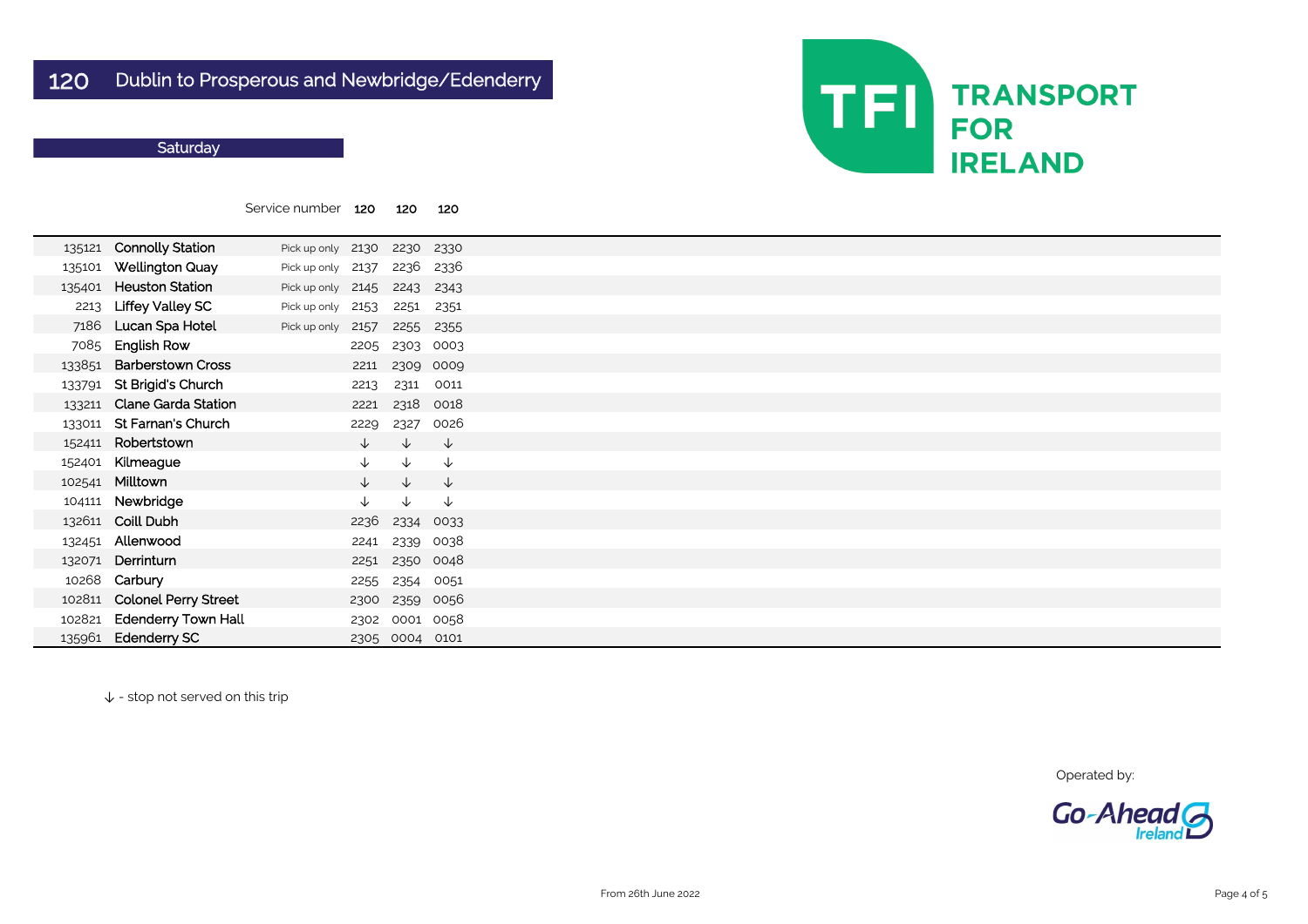# 120 Dublin to Prosperous and Newbridge/Edenderry

## Saturday

TRANSPORT FOR IRELAND

| | Service number | | 120 | 120 | 120 |
|---|---|---|---|---|---|
| 135121 | Connolly Station | Pick up only | 2130 | 2230 | 2330 |
| 135101 | Wellington Quay | Pick up only | 2137 | 2236 | 2336 |
| 135401 | Heuston Station | Pick up only | 2145 | 2243 | 2343 |
| 2213 | Liffey Valley SC | Pick up only | 2153 | 2251 | 2351 |
| 7186 | Lucan Spa Hotel | Pick up only | 2157 | 2255 | 2355 |
| 7085 | English Row | | 2205 | 2303 | 0003 |
| 133851 | Barberstown Cross | | 2211 | 2309 | 0009 |
| 133791 | St Brigid's Church | | 2213 | 2311 | 0011 |
| 133211 | Clane Garda Station | | 2221 | 2318 | 0018 |
| 133011 | St Farnan's Church | | 2229 | 2327 | 0026 |
| 152411 | Robertstown | | ↓ | ↓ | ↓ |
| 152401 | Kilmeague | | ↓ | ↓ | ↓ |
| 102541 | Milltown | | ↓ | ↓ | ↓ |
| 104111 | Newbridge | | ↓ | ↓ | ↓ |
| 132611 | Coill Dubh | | 2236 | 2334 | 0033 |
| 132451 | Allenwood | | 2241 | 2339 | 0038 |
| 132071 | Derrinturn | | 2251 | 2350 | 0048 |
| 10268 | Carbury | | 2255 | 2354 | 0051 |
| 102811 | Colonel Perry Street | | 2300 | 2359 | 0056 |
| 102821 | Edenderry Town Hall | | 2302 | 0001 | 0058 |
| 135961 | Edenderry SC | | 2305 | 0004 | 0101 |

↓ - stop not served on this trip

Operated by: Go-Ahead Ireland

From 26th June 2022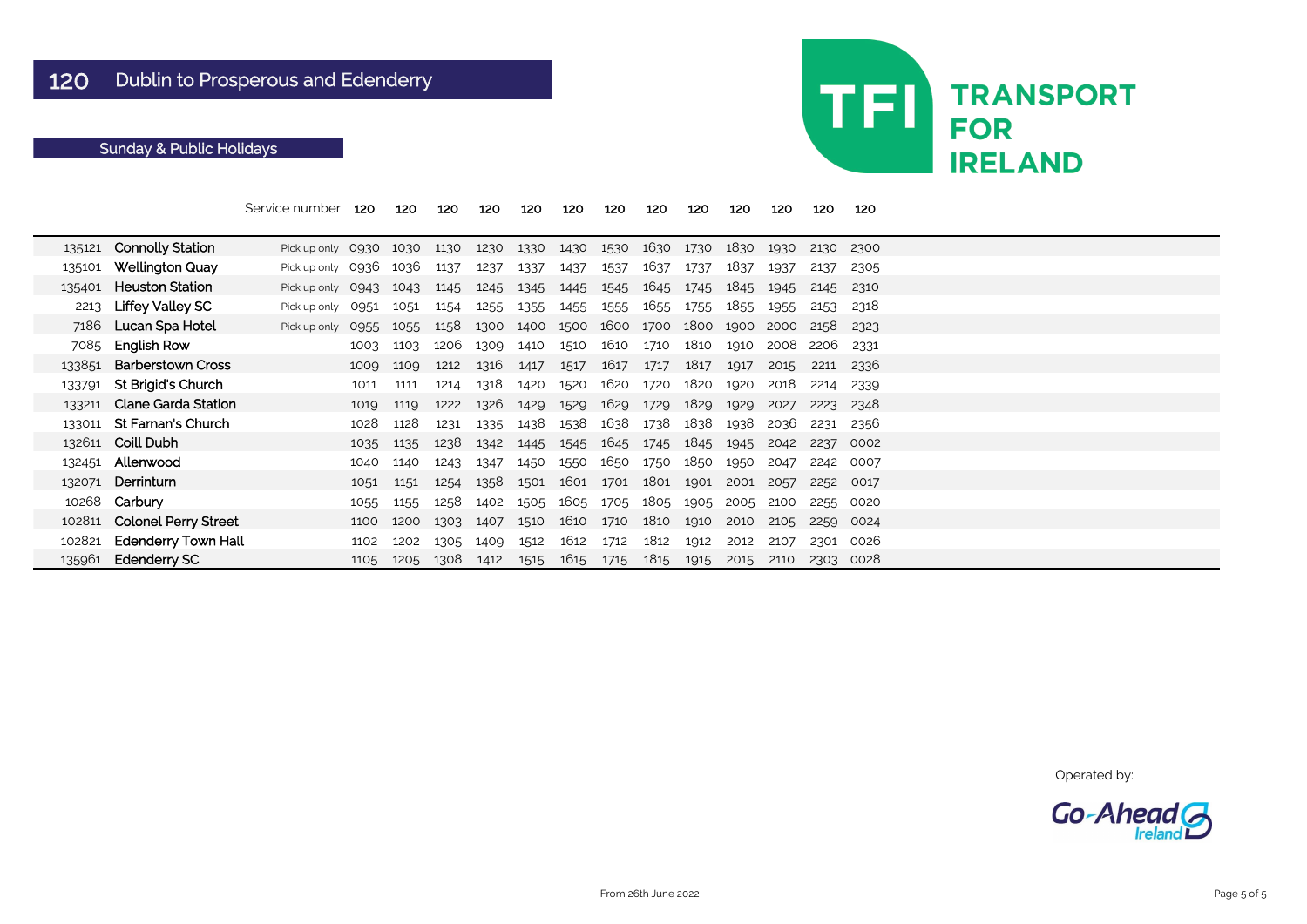# 120 Dublin to Prosperous and Edenderry

## Sunday & Public Holidays

TRANSPORT FOR IRELAND

| | Service number | | 120 | 120 | 120 | 120 | 120 | 120 | 120 | 120 | 120 | 120 | 120 | 120 | 120 |
|---|---|---|---|---|---|---|---|---|---|---|---|---|---|---|---|
| 135121 | Connolly Station | Pick up only | 0930 | 1030 | 1130 | 1230 | 1330 | 1430 | 1530 | 1630 | 1730 | 1830 | 1930 | 2130 | 2300 |
| 135101 | Wellington Quay | Pick up only | 0936 | 1036 | 1137 | 1237 | 1337 | 1437 | 1537 | 1637 | 1737 | 1837 | 1937 | 2137 | 2305 |
| 135401 | Heuston Station | Pick up only | 0943 | 1043 | 1145 | 1245 | 1345 | 1445 | 1545 | 1645 | 1745 | 1845 | 1945 | 2145 | 2310 |
| 2213 | Liffey Valley SC | Pick up only | 0951 | 1051 | 1154 | 1255 | 1355 | 1455 | 1555 | 1655 | 1755 | 1855 | 1955 | 2153 | 2318 |
| 7186 | Lucan Spa Hotel | Pick up only | 0955 | 1055 | 1158 | 1300 | 1400 | 1500 | 1600 | 1700 | 1800 | 1900 | 2000 | 2158 | 2323 |
| 7085 | English Row | | 1003 | 1103 | 1206 | 1309 | 1410 | 1510 | 1610 | 1710 | 1810 | 1910 | 2008 | 2206 | 2331 |
| 133851 | Barberstown Cross | | 1009 | 1109 | 1212 | 1316 | 1417 | 1517 | 1617 | 1717 | 1817 | 1917 | 2015 | 2211 | 2336 |
| 133791 | St Brigid's Church | | 1011 | 1111 | 1214 | 1318 | 1420 | 1520 | 1620 | 1720 | 1820 | 1920 | 2018 | 2214 | 2339 |
| 133211 | Clane Garda Station | | 1019 | 1119 | 1222 | 1326 | 1429 | 1529 | 1629 | 1729 | 1829 | 1929 | 2027 | 2223 | 2348 |
| 133011 | St Farnan's Church | | 1028 | 1128 | 1231 | 1335 | 1438 | 1538 | 1638 | 1738 | 1838 | 1938 | 2036 | 2231 | 2356 |
| 132611 | Coill Dubh | | 1035 | 1135 | 1238 | 1342 | 1445 | 1545 | 1645 | 1745 | 1845 | 1945 | 2042 | 2237 | 0002 |
| 132451 | Allenwood | | 1040 | 1140 | 1243 | 1347 | 1450 | 1550 | 1650 | 1750 | 1850 | 1950 | 2047 | 2242 | 0007 |
| 132071 | Derrinturn | | 1051 | 1151 | 1254 | 1358 | 1501 | 1601 | 1701 | 1801 | 1901 | 2001 | 2057 | 2252 | 0017 |
| 10268 | Carbury | | 1055 | 1155 | 1258 | 1402 | 1505 | 1605 | 1705 | 1805 | 1905 | 2005 | 2100 | 2255 | 0020 |
| 102811 | Colonel Perry Street | | 1100 | 1200 | 1303 | 1407 | 1510 | 1610 | 1710 | 1810 | 1910 | 2010 | 2105 | 2259 | 0024 |
| 102821 | Edenderry Town Hall | | 1102 | 1202 | 1305 | 1409 | 1512 | 1612 | 1712 | 1812 | 1912 | 2012 | 2107 | 2301 | 0026 |
| 135961 | Edenderry SC | | 1105 | 1205 | 1308 | 1412 | 1515 | 1615 | 1715 | 1815 | 1915 | 2015 | 2110 | 2303 | 0028 |

Operated by: Go-Ahead Ireland

From 26th June 2022